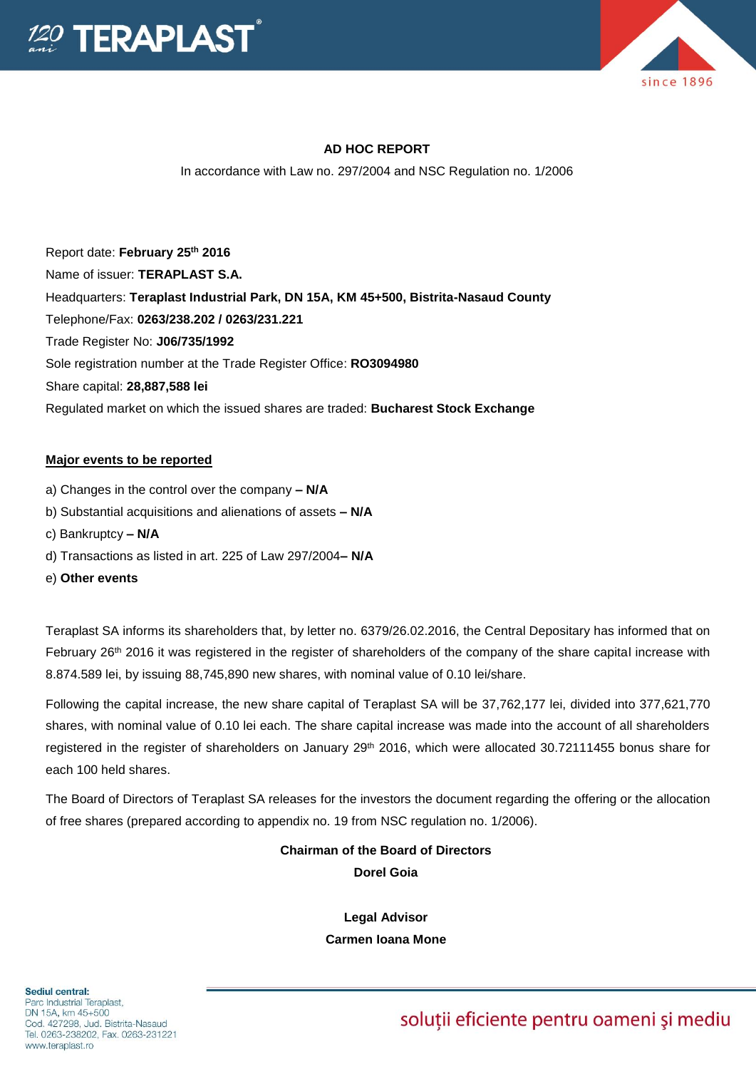# AD HOC REPORT

In accordance with Law no. 297/2004 and NSC Regulation no. 1/2006

Report date: **February 25th 2016**

Name of issuer: **TERAPLAST S.A.**

Headquarters: **Teraplast Industrial Park, DN 15A, KM 45+500, Bistrita-Nasaud County**

Telephone/Fax: **0263/238.202 / 0263/231.221**

Trade Register No: **J06/735/1992**

Sole registration number at the Trade Register Office: **RO3094980**

Share capital: **28,887,588 lei**

Regulated market on which the issued shares are traded: **Bucharest Stock Exchange**

**Major events to be reported**

a) Changes in the control over the company **– N/A**

b) Substantial acquisitions and alienations of assets **– N/A**

c) Bankruptcy **– N/A**

d) Transactions as listed in art. 225 of Law 297/2004**– N/A**

e) **Other events**

Teraplast SA informs its shareholders that, by letter no. 6379/26.02.2016, the Central Depositary has informed that on February 26th 2016 it was registered in the register of shareholders of the company of the share capital increase with 8.874.589 lei, by issuing 88,745,890 new shares, with nominal value of 0.10 lei/share.

Following the capital increase, the new share capital of Teraplast SA will be 37,762,177 lei, divided into 377,621,770 shares, with nominal value of 0.10 lei each. The share capital increase was made into the account of all shareholders registered in the register of shareholders on January 29th 2016, which were allocated 30.72111455 bonus share for each 100 held shares.

The Board of Directors of Teraplast SA releases for the investors the document regarding the offering or the allocation of free shares (prepared according to appendix no. 19 from NSC regulation no. 1/2006).

**Chairman of the Board of Directors**

**Dorel Goia**

**Legal Advisor**

**Carmen Ioana Mone**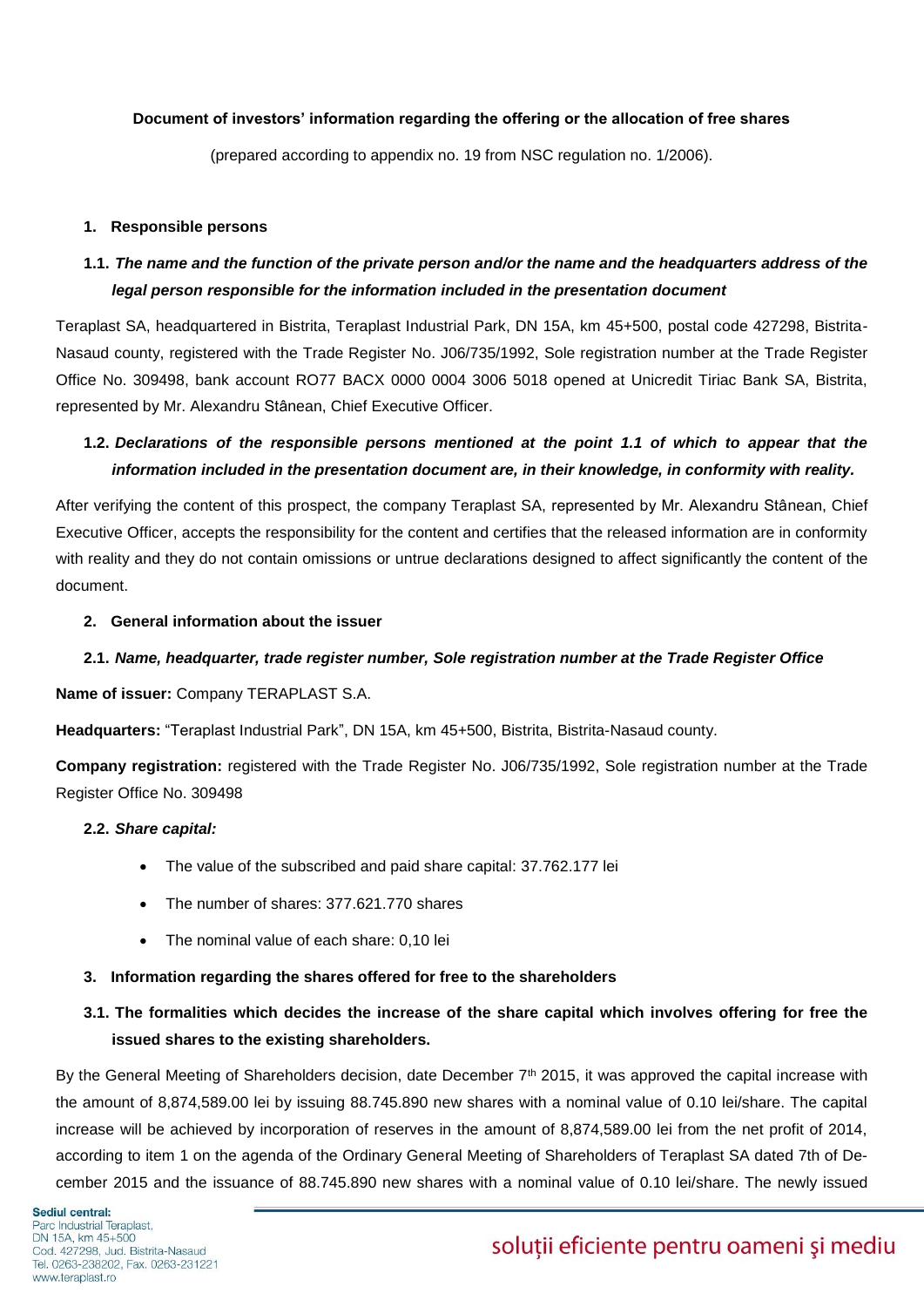**Document of investors' information regarding the offering or the allocation of free shares**

(prepared according to appendix no. 19 from NSC regulation no. 1/2006).

**1. Responsible persons**

**1.1. *The name and the function of the private person and/or the name and the headquarters address of the legal person responsible for the information included in the presentation document***

Teraplast SA, headquartered in Bistrita, Teraplast Industrial Park, DN 15A, km 45+500, postal code 427298, Bistrita-Nasaud county, registered with the Trade Register No. J06/735/1992, Sole registration number at the Trade Register Office No. 309498, bank account RO77 BACX 0000 0004 3006 5018 opened at Unicredit Tiriac Bank SA, Bistrita, represented by Mr. Alexandru Stânean, Chief Executive Officer.

**1.2. *Declarations of the responsible persons mentioned at the point 1.1 of which to appear that the information included in the presentation document are, in their knowledge, in conformity with reality.***

After verifying the content of this prospect, the company Teraplast SA, represented by Mr. Alexandru Stânean, Chief Executive Officer, accepts the responsibility for the content and certifies that the released information are in conformity with reality and they do not contain omissions or untrue declarations designed to affect significantly the content of the document.

**2. General information about the issuer**

**2.1. *Name, headquarter, trade register number, Sole registration number at the Trade Register Office***

**Name of issuer:** Company TERAPLAST S.A.

**Headquarters:** "Teraplast Industrial Park", DN 15A, km 45+500, Bistrita, Bistrita-Nasaud county.

**Company registration:** registered with the Trade Register No. J06/735/1992, Sole registration number at the Trade Register Office No. 309498

**2.2. *Share capital:***

- The value of the subscribed and paid share capital: 37.762.177 lei
- The number of shares: 377.621.770 shares
- The nominal value of each share: 0,10 lei

**3. Information regarding the shares offered for free to the shareholders**

**3.1. The formalities which decides the increase of the share capital which involves offering for free the issued shares to the existing shareholders.**

By the General Meeting of Shareholders decision, date December 7th 2015, it was approved the capital increase with the amount of 8,874,589.00 lei by issuing 88.745.890 new shares with a nominal value of 0.10 lei/share. The capital increase will be achieved by incorporation of reserves in the amount of 8,874,589.00 lei from the net profit of 2014, according to item 1 on the agenda of the Ordinary General Meeting of Shareholders of Teraplast SA dated 7th of December 2015 and the issuance of 88.745.890 new shares with a nominal value of 0.10 lei/share. The newly issued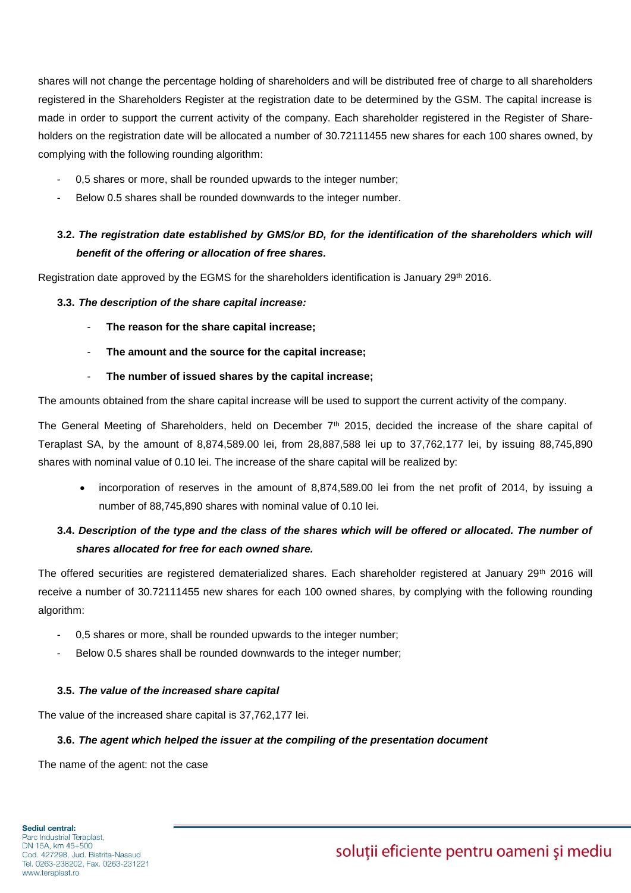shares will not change the percentage holding of shareholders and will be distributed free of charge to all shareholders registered in the Shareholders Register at the registration date to be determined by the GSM. The capital increase is made in order to support the current activity of the company. Each shareholder registered in the Register of Shareholders on the registration date will be allocated a number of 30.72111455 new shares for each 100 shares owned, by complying with the following rounding algorithm:

- 0,5 shares or more, shall be rounded upwards to the integer number;
- Below 0.5 shares shall be rounded downwards to the integer number.

**3.2.** ***The registration date established by GMS/or BD, for the identification of the shareholders which will benefit of the offering or allocation of free shares.***

Registration date approved by the EGMS for the shareholders identification is January 29th 2016.

**3.3.** ***The description of the share capital increase:***

- **The reason for the share capital increase;**
- **The amount and the source for the capital increase;**
- **The number of issued shares by the capital increase;**

The amounts obtained from the share capital increase will be used to support the current activity of the company.

The General Meeting of Shareholders, held on December 7th 2015, decided the increase of the share capital of Teraplast SA, by the amount of 8,874,589.00 lei, from 28,887,588 lei up to 37,762,177 lei, by issuing 88,745,890 shares with nominal value of 0.10 lei. The increase of the share capital will be realized by:

- incorporation of reserves in the amount of 8,874,589.00 lei from the net profit of 2014, by issuing a number of 88,745,890 shares with nominal value of 0.10 lei.

**3.4.** ***Description of the type and the class of the shares which will be offered or allocated. The number of shares allocated for free for each owned share.***

The offered securities are registered dematerialized shares. Each shareholder registered at January 29th 2016 will receive a number of 30.72111455 new shares for each 100 owned shares, by complying with the following rounding algorithm:

- 0,5 shares or more, shall be rounded upwards to the integer number;
- Below 0.5 shares shall be rounded downwards to the integer number;

**3.5.** ***The value of the increased share capital***

The value of the increased share capital is 37,762,177 lei.

**3.6.** ***The agent which helped the issuer at the compiling of the presentation document***

The name of the agent: not the case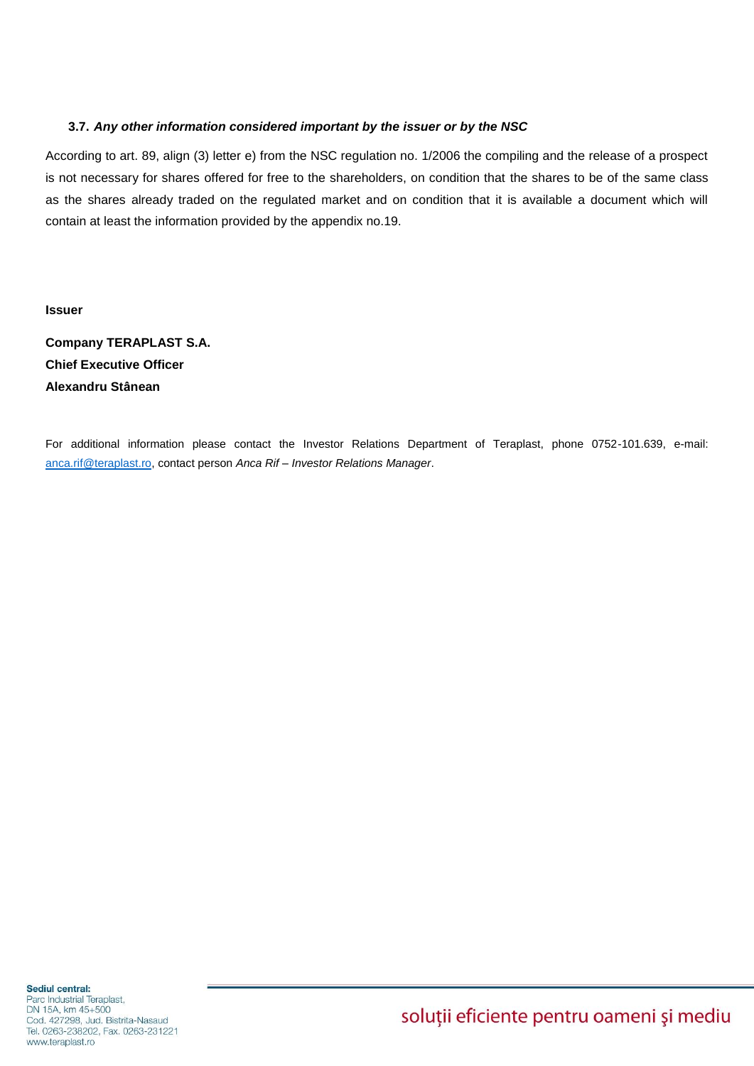### 3.7. *Any other information considered important by the issuer or by the NSC*

According to art. 89, align (3) letter e) from the NSC regulation no. 1/2006 the compiling and the release of a prospect is not necessary for shares offered for free to the shareholders, on condition that the shares to be of the same class as the shares already traded on the regulated market and on condition that it is available a document which will contain at least the information provided by the appendix no.19.

**Issuer**

**Company TERAPLAST S.A.**
**Chief Executive Officer**
**Alexandru Stânean**

For additional information please contact the Investor Relations Department of Teraplast, phone 0752-101.639, e-mail: anca.rif@teraplast.ro, contact person *Anca Rif – Investor Relations Manager*.